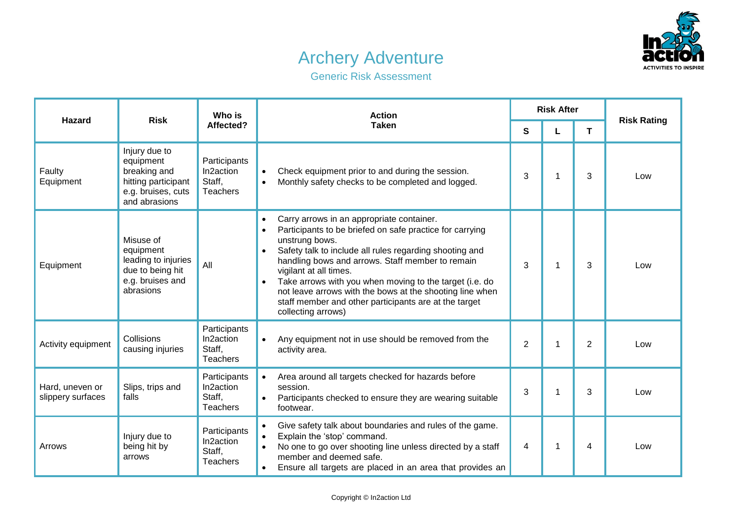# Archery Adventure

## Generic Risk Assessment

| Hazard | Risk | Who is Affected? | Action Taken | Risk After | | | Risk Rating |
|---|---|---|---|---|---|---|---|
| | | | | S | L | T | |
| Faulty Equipment | Injury due to equipment breaking and hitting participant e.g. bruises, cuts and abrasions | Participants In2action Staff, Teachers | • Check equipment prior to and during the session.<br>• Monthly safety checks to be completed and logged. | 3 | 1 | 3 | Low |
| Equipment | Misuse of equipment leading to injuries due to being hit e.g. bruises and abrasions | All | • Carry arrows in an appropriate container.<br>• Participants to be briefed on safe practice for carrying unstrung bows.<br>• Safety talk to include all rules regarding shooting and handling bows and arrows. Staff member to remain vigilant at all times.<br>• Take arrows with you when moving to the target (i.e. do not leave arrows with the bows at the shooting line when staff member and other participants are at the target collecting arrows) | 3 | 1 | 3 | Low |
| Activity equipment | Collisions causing injuries | Participants In2action Staff, Teachers | • Any equipment not in use should be removed from the activity area. | 2 | 1 | 2 | Low |
| Hard, uneven or slippery surfaces | Slips, trips and falls | Participants In2action Staff, Teachers | • Area around all targets checked for hazards before session.<br>• Participants checked to ensure they are wearing suitable footwear. | 3 | 1 | 3 | Low |
| Arrows | Injury due to being hit by arrows | Participants In2action Staff, Teachers | • Give safety talk about boundaries and rules of the game.<br>• Explain the 'stop' command.<br>• No one to go over shooting line unless directed by a staff member and deemed safe.<br>• Ensure all targets are placed in an area that provides an | 4 | 1 | 4 | Low |

Copyright © In2action Ltd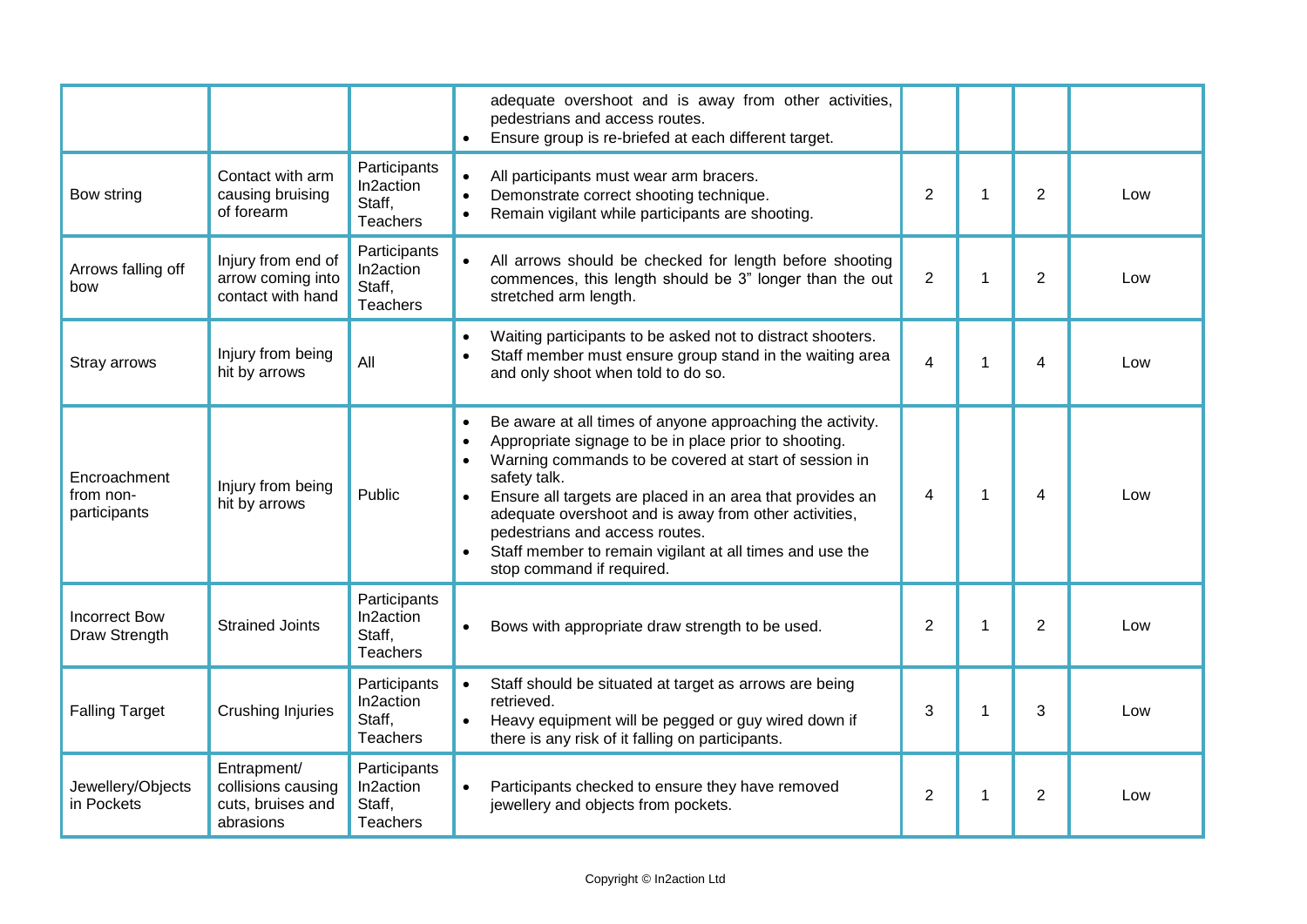| | | | | | | | |
|---|---|---|---|---|---|---|---|
| | | | adequate overshoot and is away from other activities, pedestrians and access routes.<br>• Ensure group is re-briefed at each different target. | | | | |
| Bow string | Contact with arm causing bruising of forearm | Participants In2action Staff, Teachers | • All participants must wear arm bracers.<br>• Demonstrate correct shooting technique.<br>• Remain vigilant while participants are shooting. | 2 | 1 | 2 | Low |
| Arrows falling off bow | Injury from end of arrow coming into contact with hand | Participants In2action Staff, Teachers | • All arrows should be checked for length before shooting commences, this length should be 3" longer than the out stretched arm length. | 2 | 1 | 2 | Low |
| Stray arrows | Injury from being hit by arrows | All | • Waiting participants to be asked not to distract shooters.<br>• Staff member must ensure group stand in the waiting area and only shoot when told to do so. | 4 | 1 | 4 | Low |
| Encroachment from non-participants | Injury from being hit by arrows | Public | • Be aware at all times of anyone approaching the activity.<br>• Appropriate signage to be in place prior to shooting.<br>• Warning commands to be covered at start of session in safety talk.<br>• Ensure all targets are placed in an area that provides an adequate overshoot and is away from other activities, pedestrians and access routes.<br>• Staff member to remain vigilant at all times and use the stop command if required. | 4 | 1 | 4 | Low |
| Incorrect Bow Draw Strength | Strained Joints | Participants In2action Staff, Teachers | • Bows with appropriate draw strength to be used. | 2 | 1 | 2 | Low |
| Falling Target | Crushing Injuries | Participants In2action Staff, Teachers | • Staff should be situated at target as arrows are being retrieved.<br>• Heavy equipment will be pegged or guy wired down if there is any risk of it falling on participants. | 3 | 1 | 3 | Low |
| Jewellery/Objects in Pockets | Entrapment/ collisions causing cuts, bruises and abrasions | Participants In2action Staff, Teachers | • Participants checked to ensure they have removed jewellery and objects from pockets. | 2 | 1 | 2 | Low |

Copyright © In2action Ltd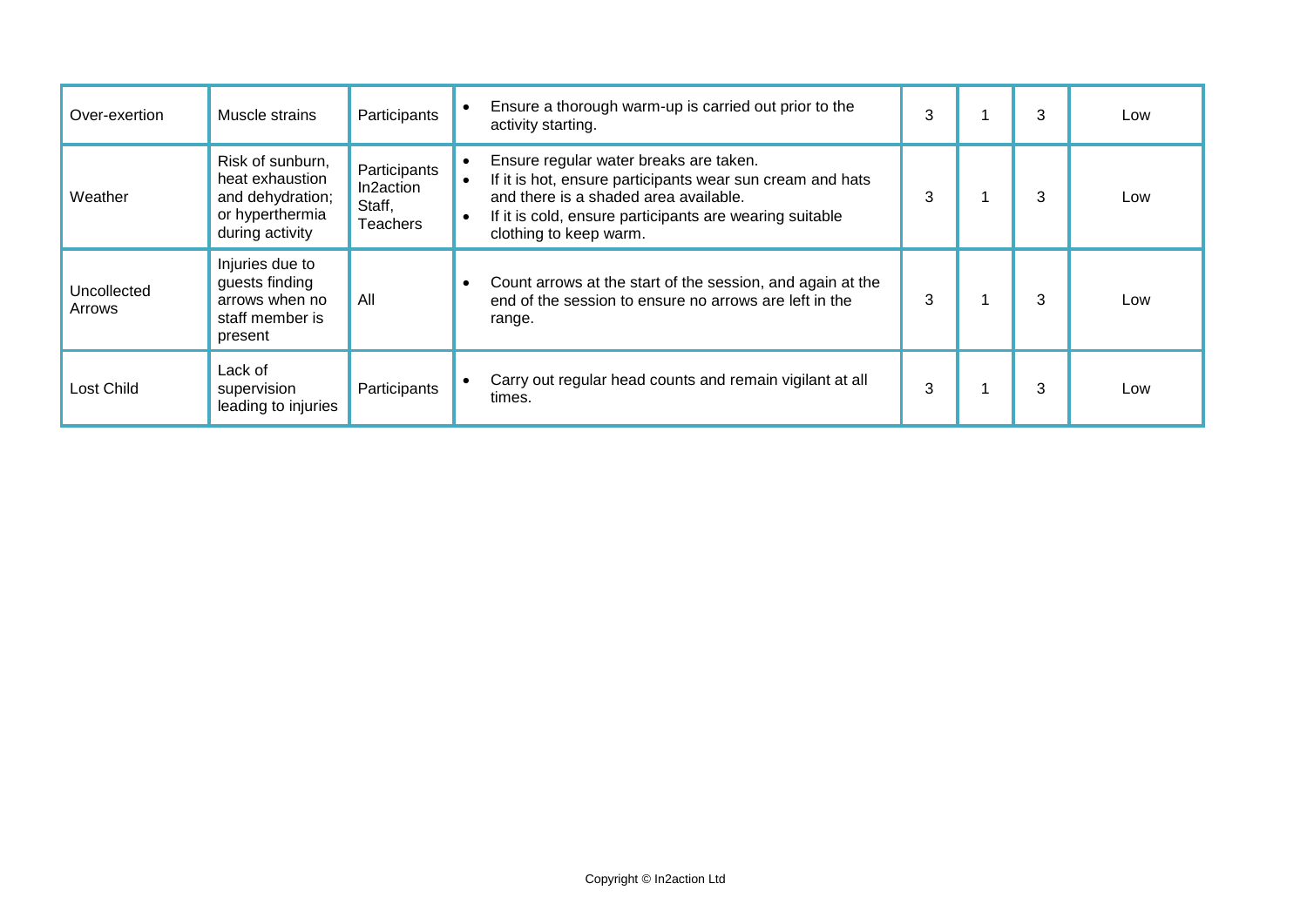| | | | | | | | |
|---|---|---|---|---|---|---|---|
| Over-exertion | Muscle strains | Participants | • Ensure a thorough warm-up is carried out prior to the activity starting. | 3 | 1 | 3 | Low |
| Weather | Risk of sunburn, heat exhaustion and dehydration; or hyperthermia during activity | Participants In2action Staff, Teachers | • Ensure regular water breaks are taken.<br>• If it is hot, ensure participants wear sun cream and hats and there is a shaded area available.<br>• If it is cold, ensure participants are wearing suitable clothing to keep warm. | 3 | 1 | 3 | Low |
| Uncollected Arrows | Injuries due to guests finding arrows when no staff member is present | All | • Count arrows at the start of the session, and again at the end of the session to ensure no arrows are left in the range. | 3 | 1 | 3 | Low |
| Lost Child | Lack of supervision leading to injuries | Participants | • Carry out regular head counts and remain vigilant at all times. | 3 | 1 | 3 | Low |

Copyright © In2action Ltd